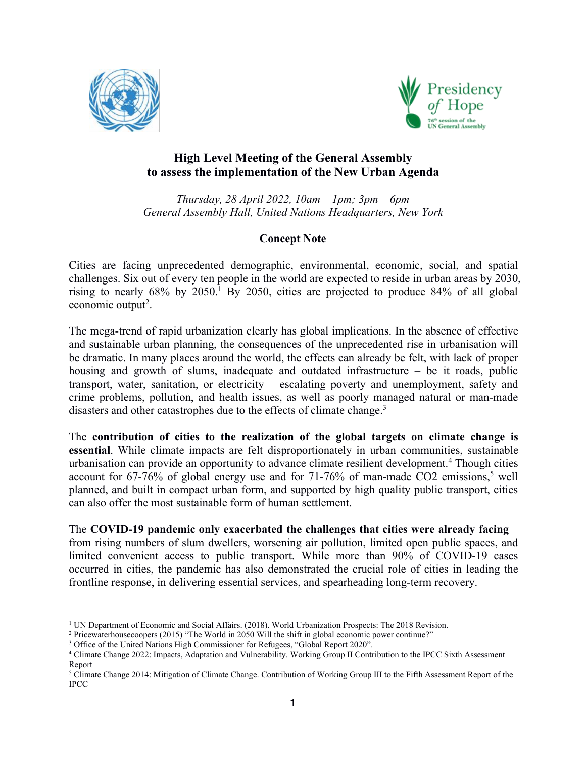# High Level Meeting of the General Assembly to assess the implementation of the New Urban Agenda

*Thursday, 28 April 2022, 10am – 1pm; 3pm – 6pm*
*General Assembly Hall, United Nations Headquarters, New York*

## Concept Note

Cities are facing unprecedented demographic, environmental, economic, social, and spatial challenges. Six out of every ten people in the world are expected to reside in urban areas by 2030, rising to nearly 68% by 2050.[1] By 2050, cities are projected to produce 84% of all global economic output[2].

The mega-trend of rapid urbanization clearly has global implications. In the absence of effective and sustainable urban planning, the consequences of the unprecedented rise in urbanisation will be dramatic. In many places around the world, the effects can already be felt, with lack of proper housing and growth of slums, inadequate and outdated infrastructure – be it roads, public transport, water, sanitation, or electricity – escalating poverty and unemployment, safety and crime problems, pollution, and health issues, as well as poorly managed natural or man-made disasters and other catastrophes due to the effects of climate change.[3]

The **contribution of cities to the realization of the global targets on climate change is essential**. While climate impacts are felt disproportionately in urban communities, sustainable urbanisation can provide an opportunity to advance climate resilient development.[4] Though cities account for 67-76% of global energy use and for 71-76% of man-made CO2 emissions,[5] well planned, and built in compact urban form, and supported by high quality public transport, cities can also offer the most sustainable form of human settlement.

The **COVID-19 pandemic only exacerbated the challenges that cities were already facing** – from rising numbers of slum dwellers, worsening air pollution, limited open public spaces, and limited convenient access to public transport. While more than 90% of COVID-19 cases occurred in cities, the pandemic has also demonstrated the crucial role of cities in leading the frontline response, in delivering essential services, and spearheading long-term recovery.

---

[1] UN Department of Economic and Social Affairs. (2018). World Urbanization Prospects: The 2018 Revision.

[2] Pricewaterhousecoopers (2015) "The World in 2050 Will the shift in global economic power continue?"

[3] Office of the United Nations High Commissioner for Refugees, "Global Report 2020".

[4] Climate Change 2022: Impacts, Adaptation and Vulnerability. Working Group II Contribution to the IPCC Sixth Assessment Report

[5] Climate Change 2014: Mitigation of Climate Change. Contribution of Working Group III to the Fifth Assessment Report of the IPCC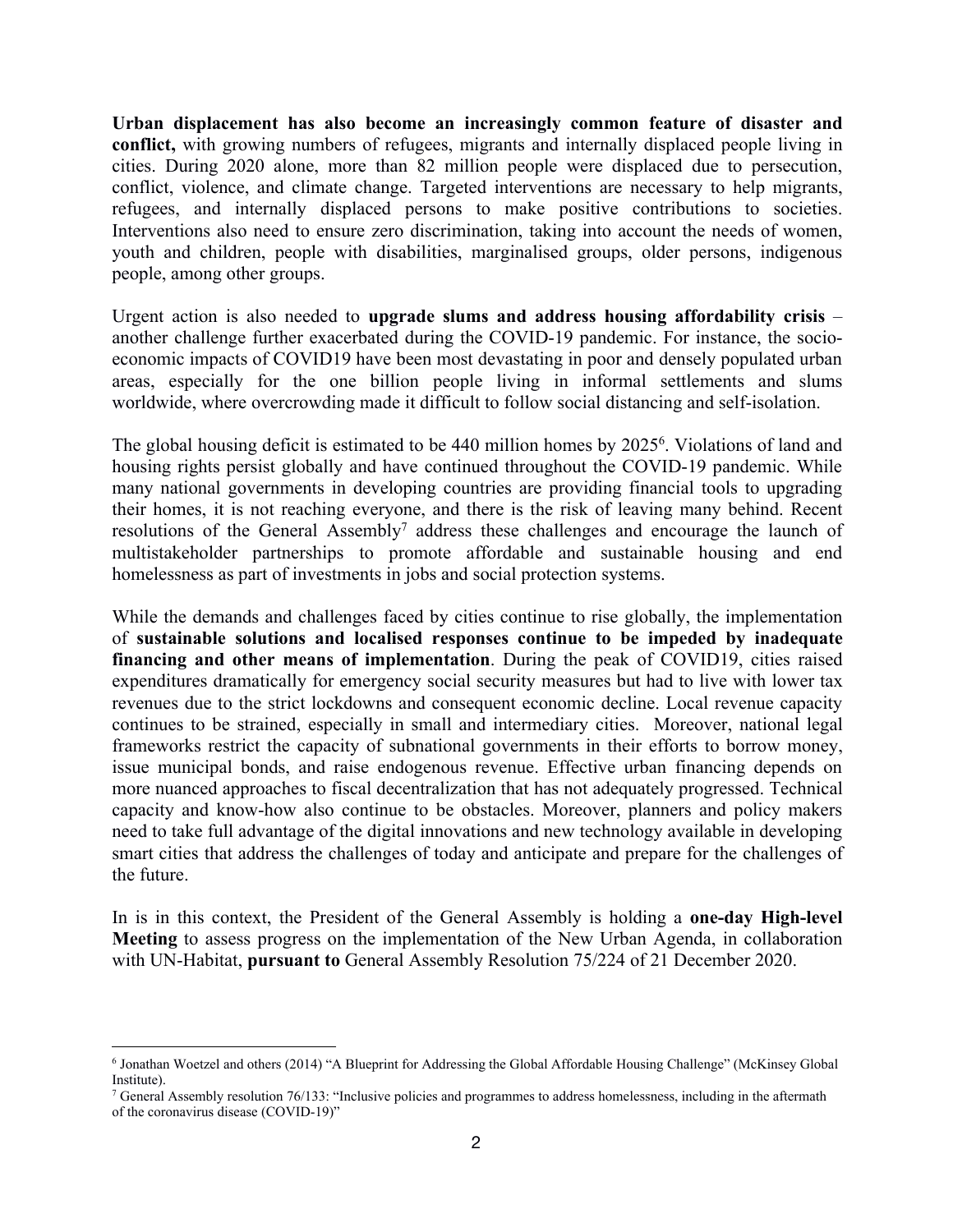**Urban displacement has also become an increasingly common feature of disaster and conflict,** with growing numbers of refugees, migrants and internally displaced people living in cities. During 2020 alone, more than 82 million people were displaced due to persecution, conflict, violence, and climate change. Targeted interventions are necessary to help migrants, refugees, and internally displaced persons to make positive contributions to societies. Interventions also need to ensure zero discrimination, taking into account the needs of women, youth and children, people with disabilities, marginalised groups, older persons, indigenous people, among other groups.

Urgent action is also needed to **upgrade slums and address housing affordability crisis** – another challenge further exacerbated during the COVID-19 pandemic. For instance, the socio-economic impacts of COVID19 have been most devastating in poor and densely populated urban areas, especially for the one billion people living in informal settlements and slums worldwide, where overcrowding made it difficult to follow social distancing and self-isolation.

The global housing deficit is estimated to be 440 million homes by 2025[6]. Violations of land and housing rights persist globally and have continued throughout the COVID-19 pandemic. While many national governments in developing countries are providing financial tools to upgrading their homes, it is not reaching everyone, and there is the risk of leaving many behind. Recent resolutions of the General Assembly[7] address these challenges and encourage the launch of multistakeholder partnerships to promote affordable and sustainable housing and end homelessness as part of investments in jobs and social protection systems.

While the demands and challenges faced by cities continue to rise globally, the implementation of **sustainable solutions and localised responses continue to be impeded by inadequate financing and other means of implementation**. During the peak of COVID19, cities raised expenditures dramatically for emergency social security measures but had to live with lower tax revenues due to the strict lockdowns and consequent economic decline. Local revenue capacity continues to be strained, especially in small and intermediary cities. Moreover, national legal frameworks restrict the capacity of subnational governments in their efforts to borrow money, issue municipal bonds, and raise endogenous revenue. Effective urban financing depends on more nuanced approaches to fiscal decentralization that has not adequately progressed. Technical capacity and know-how also continue to be obstacles. Moreover, planners and policy makers need to take full advantage of the digital innovations and new technology available in developing smart cities that address the challenges of today and anticipate and prepare for the challenges of the future.

In is in this context, the President of the General Assembly is holding a **one-day High-level Meeting** to assess progress on the implementation of the New Urban Agenda, in collaboration with UN-Habitat, **pursuant to** General Assembly Resolution 75/224 of 21 December 2020.

---

[6] Jonathan Woetzel and others (2014) "A Blueprint for Addressing the Global Affordable Housing Challenge" (McKinsey Global Institute).

[7] General Assembly resolution 76/133: "Inclusive policies and programmes to address homelessness, including in the aftermath of the coronavirus disease (COVID-19)"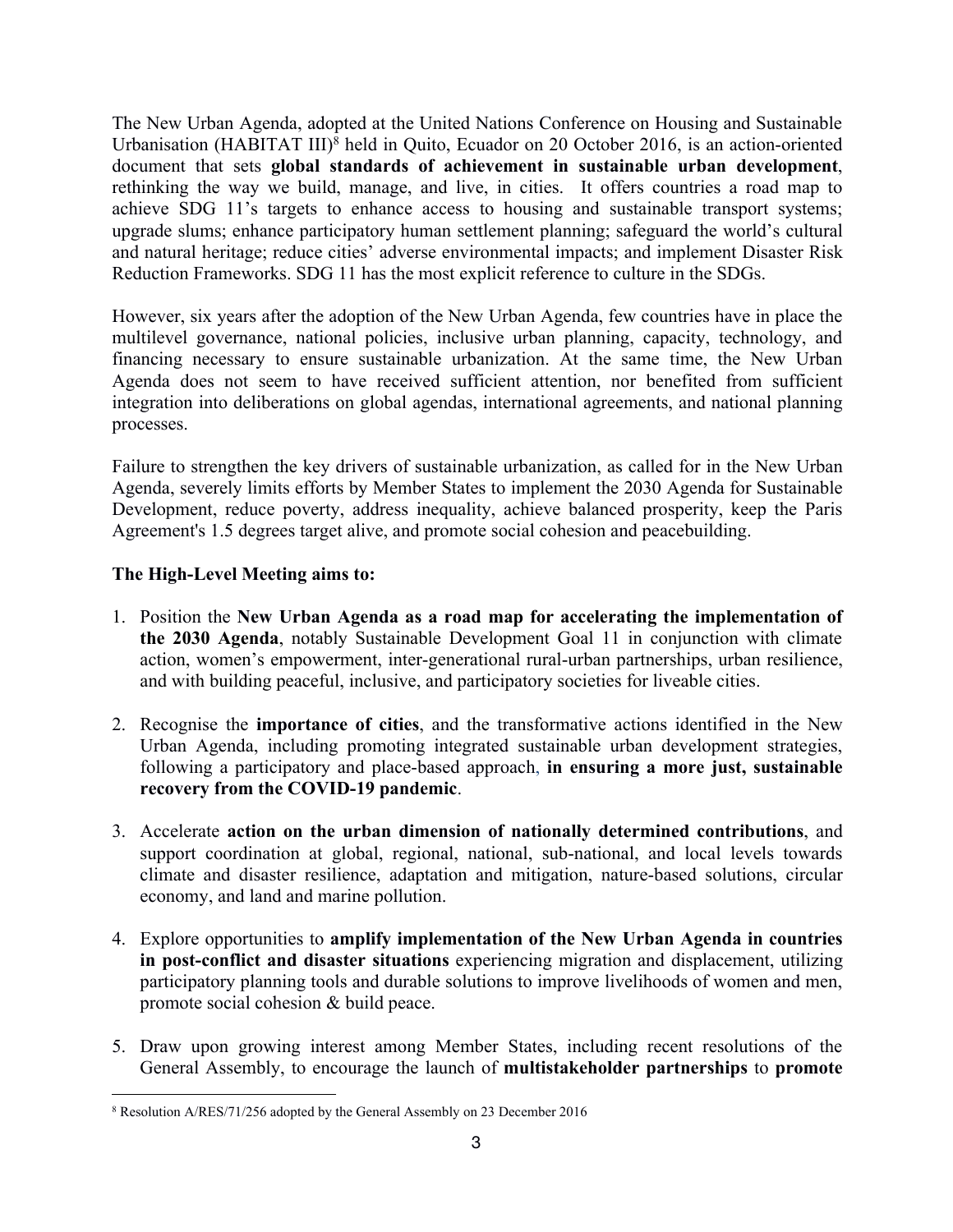The New Urban Agenda, adopted at the United Nations Conference on Housing and Sustainable Urbanisation (HABITAT III)[8] held in Quito, Ecuador on 20 October 2016, is an action-oriented document that sets **global standards of achievement in sustainable urban development**, rethinking the way we build, manage, and live, in cities. It offers countries a road map to achieve SDG 11's targets to enhance access to housing and sustainable transport systems; upgrade slums; enhance participatory human settlement planning; safeguard the world's cultural and natural heritage; reduce cities' adverse environmental impacts; and implement Disaster Risk Reduction Frameworks. SDG 11 has the most explicit reference to culture in the SDGs.

However, six years after the adoption of the New Urban Agenda, few countries have in place the multilevel governance, national policies, inclusive urban planning, capacity, technology, and financing necessary to ensure sustainable urbanization. At the same time, the New Urban Agenda does not seem to have received sufficient attention, nor benefited from sufficient integration into deliberations on global agendas, international agreements, and national planning processes.

Failure to strengthen the key drivers of sustainable urbanization, as called for in the New Urban Agenda, severely limits efforts by Member States to implement the 2030 Agenda for Sustainable Development, reduce poverty, address inequality, achieve balanced prosperity, keep the Paris Agreement's 1.5 degrees target alive, and promote social cohesion and peacebuilding.

**The High-Level Meeting aims to:**

1. Position the **New Urban Agenda as a road map for accelerating the implementation of the 2030 Agenda**, notably Sustainable Development Goal 11 in conjunction with climate action, women's empowerment, inter-generational rural-urban partnerships, urban resilience, and with building peaceful, inclusive, and participatory societies for liveable cities.

2. Recognise the **importance of cities**, and the transformative actions identified in the New Urban Agenda, including promoting integrated sustainable urban development strategies, following a participatory and place-based approach, **in ensuring a more just, sustainable recovery from the COVID-19 pandemic**.

3. Accelerate **action on the urban dimension of nationally determined contributions**, and support coordination at global, regional, national, sub-national, and local levels towards climate and disaster resilience, adaptation and mitigation, nature-based solutions, circular economy, and land and marine pollution.

4. Explore opportunities to **amplify implementation of the New Urban Agenda in countries in post-conflict and disaster situations** experiencing migration and displacement, utilizing participatory planning tools and durable solutions to improve livelihoods of women and men, promote social cohesion & build peace.

5. Draw upon growing interest among Member States, including recent resolutions of the General Assembly, to encourage the launch of **multistakeholder partnerships** to **promote**

---

[8] Resolution A/RES/71/256 adopted by the General Assembly on 23 December 2016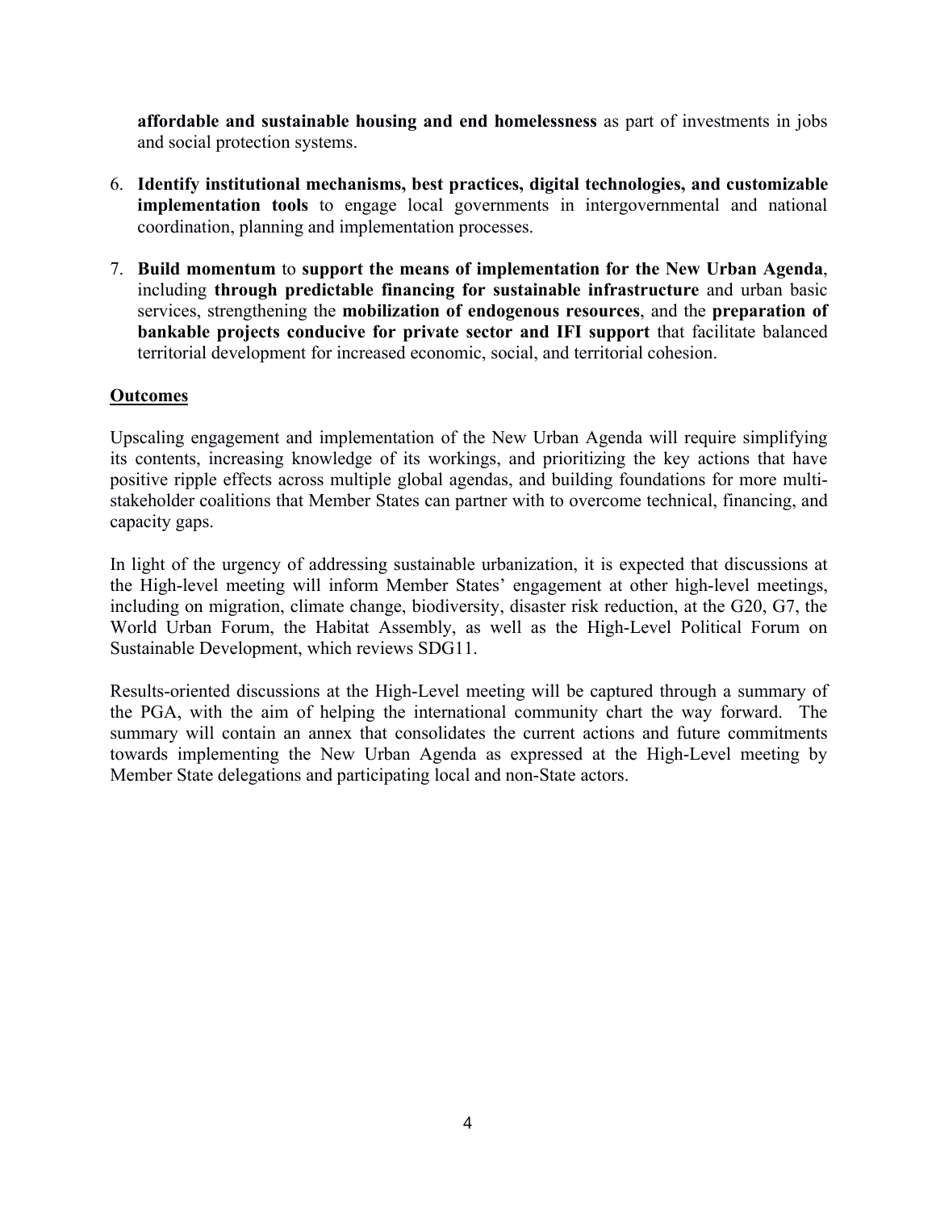**affordable and sustainable housing and end homelessness** as part of investments in jobs and social protection systems.

6. **Identify institutional mechanisms, best practices, digital technologies, and customizable implementation tools** to engage local governments in intergovernmental and national coordination, planning and implementation processes.

7. **Build momentum** to **support the means of implementation for the New Urban Agenda**, including **through predictable financing for sustainable infrastructure** and urban basic services, strengthening the **mobilization of endogenous resources**, and the **preparation of bankable projects conducive for private sector and IFI support** that facilitate balanced territorial development for increased economic, social, and territorial cohesion.

**Outcomes**

Upscaling engagement and implementation of the New Urban Agenda will require simplifying its contents, increasing knowledge of its workings, and prioritizing the key actions that have positive ripple effects across multiple global agendas, and building foundations for more multi-stakeholder coalitions that Member States can partner with to overcome technical, financing, and capacity gaps.

In light of the urgency of addressing sustainable urbanization, it is expected that discussions at the High-level meeting will inform Member States' engagement at other high-level meetings, including on migration, climate change, biodiversity, disaster risk reduction, at the G20, G7, the World Urban Forum, the Habitat Assembly, as well as the High-Level Political Forum on Sustainable Development, which reviews SDG11.

Results-oriented discussions at the High-Level meeting will be captured through a summary of the PGA, with the aim of helping the international community chart the way forward. The summary will contain an annex that consolidates the current actions and future commitments towards implementing the New Urban Agenda as expressed at the High-Level meeting by Member State delegations and participating local and non-State actors.